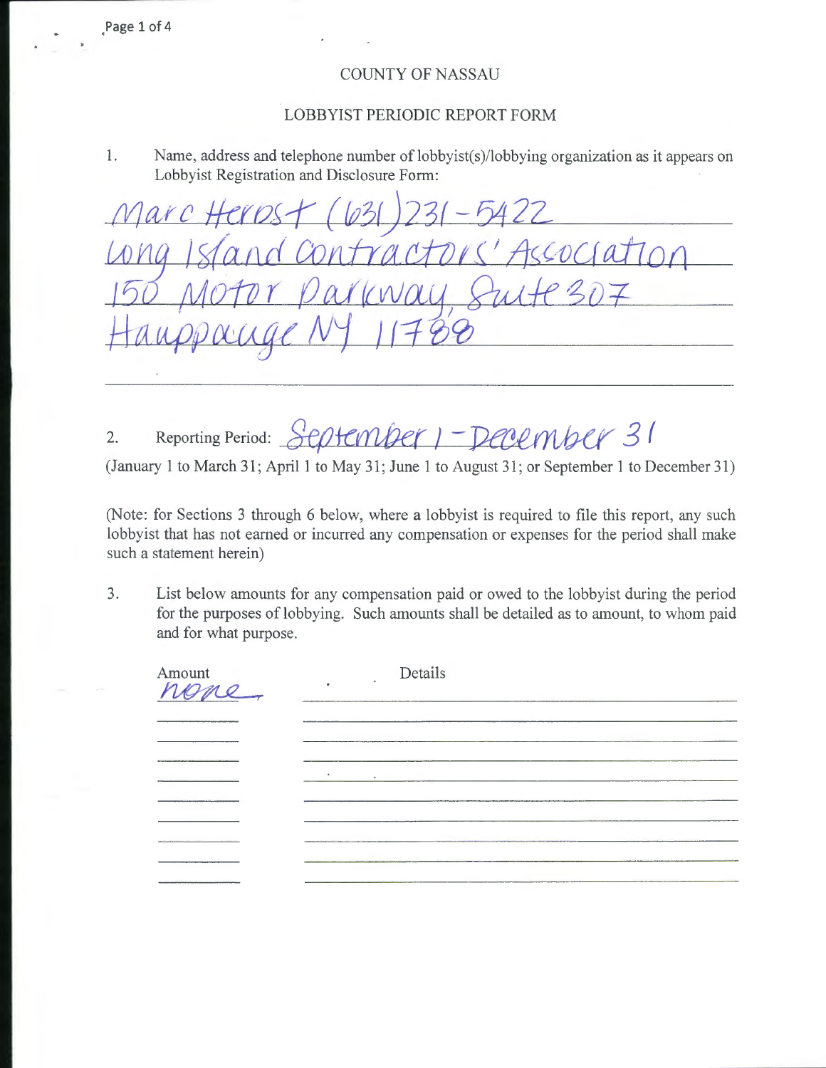COUNTY OF NASSAU

LOBBYIST PERIODIC REPORT FORM

1. Name, address and telephone number of lobbyist(s)/lobbying organization as it appears on Lobbyist Registration and Disclosure Form:

Marc Herbst (631)231-5422
Long Island Contractors' Association
150 Motor Parkway, Suite 307
Hauppauge NY 11788

2. Reporting Period: September 1 - December 31

(January 1 to March 31; April 1 to May 31; June 1 to August 31; or September 1 to December 31)

(Note: for Sections 3 through 6 below, where a lobbyist is required to file this report, any such lobbyist that has not earned or incurred any compensation or expenses for the period shall make such a statement herein)

3. List below amounts for any compensation paid or owed to the lobbyist during the period for the purposes of lobbying. Such amounts shall be detailed as to amount, to whom paid and for what purpose.

| Amount | Details |
|---|---|
| none | |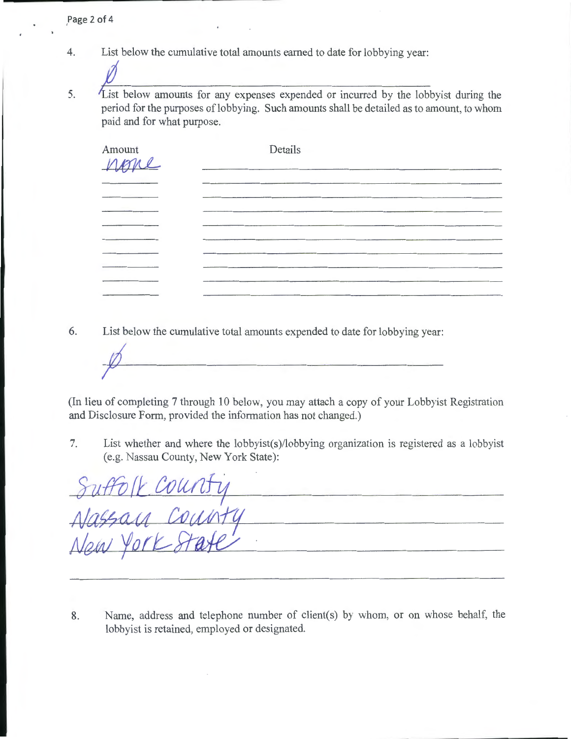4. List below the cumulative total amounts earned to date for lobbying year:

Ø

5. List below amounts for any expenses expended or incurred by the lobbyist during the period for the purposes of lobbying. Such amounts shall be detailed as to amount, to whom paid and for what purpose.

| Amount | Details |
| --- | --- |
| none | |

6. List below the cumulative total amounts expended to date for lobbying year:

Ø

(In lieu of completing 7 through 10 below, you may attach a copy of your Lobbyist Registration and Disclosure Form, provided the information has not changed.)

7. List whether and where the lobbyist(s)/lobbying organization is registered as a lobbyist (e.g. Nassau County, New York State):

Suffolk County
Nassau County
New York State

8. Name, address and telephone number of client(s) by whom, or on whose behalf, the lobbyist is retained, employed or designated.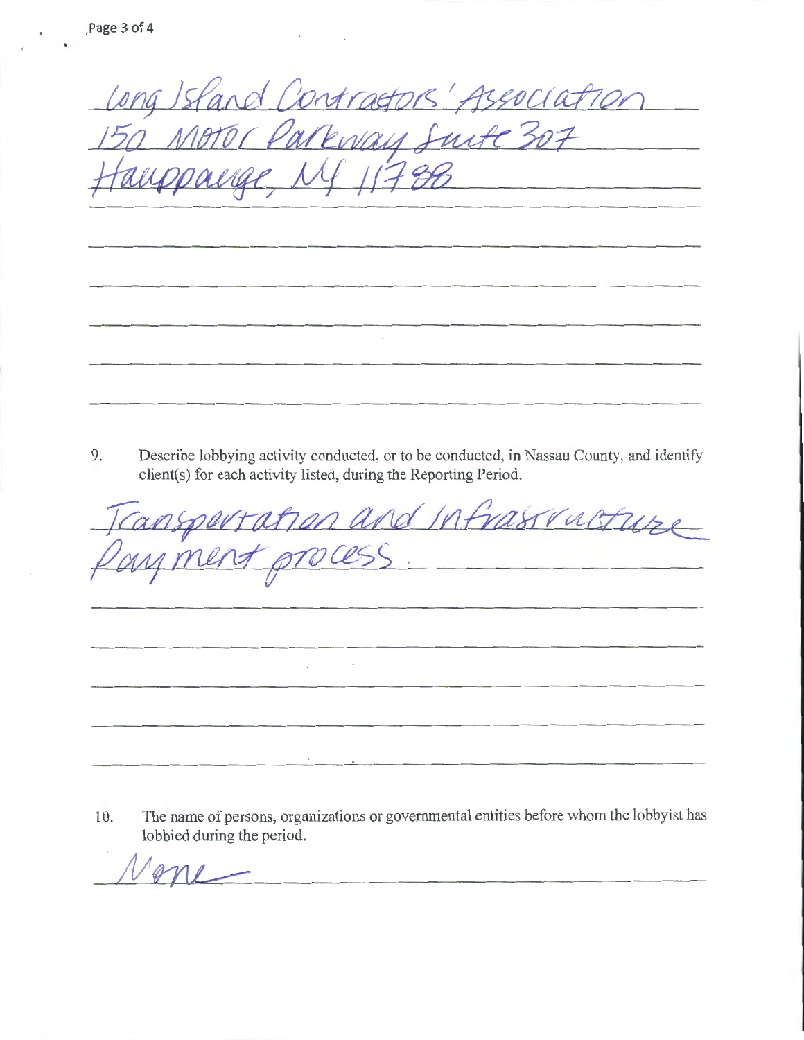Long Island Contractors' Association
150 Motor Parkway Suite 307
Hauppauge, NY 11788

9. Describe lobbying activity conducted, or to be conducted, in Nassau County, and identify client(s) for each activity listed, during the Reporting Period.

Transportation and Infrastructure Payment process.

10. The name of persons, organizations or governmental entities before whom the lobbyist has lobbied during the period.

None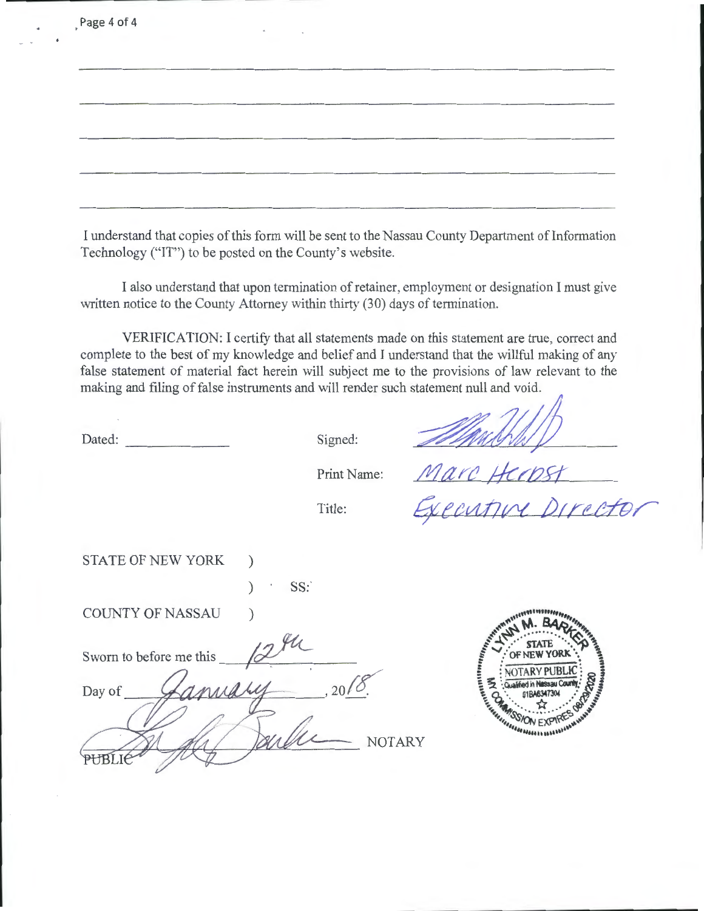I understand that copies of this form will be sent to the Nassau County Department of Information Technology ("IT") to be posted on the County's website.

I also understand that upon termination of retainer, employment or designation I must give written notice to the County Attorney within thirty (30) days of termination.

VERIFICATION: I certify that all statements made on this statement are true, correct and complete to the best of my knowledge and belief and I understand that the willful making of any false statement of material fact herein will subject me to the provisions of law relevant to the making and filing of false instruments and will render such statement null and void.

Dated: ______________ Signed: ______________

Print Name: Marc Herbst

Title: Executive Director

STATE OF NEW YORK )
) SS:
COUNTY OF NASSAU )

Sworn to before me this 12th

Day of January, 2018.

______________ NOTARY PUBLIC

LYNN M. BARKER
STATE OF NEW YORK
NOTARY PUBLIC
Qualified in Nassau County
01BA6347304
MY COMMISSION EXPIRES 08/29/2020